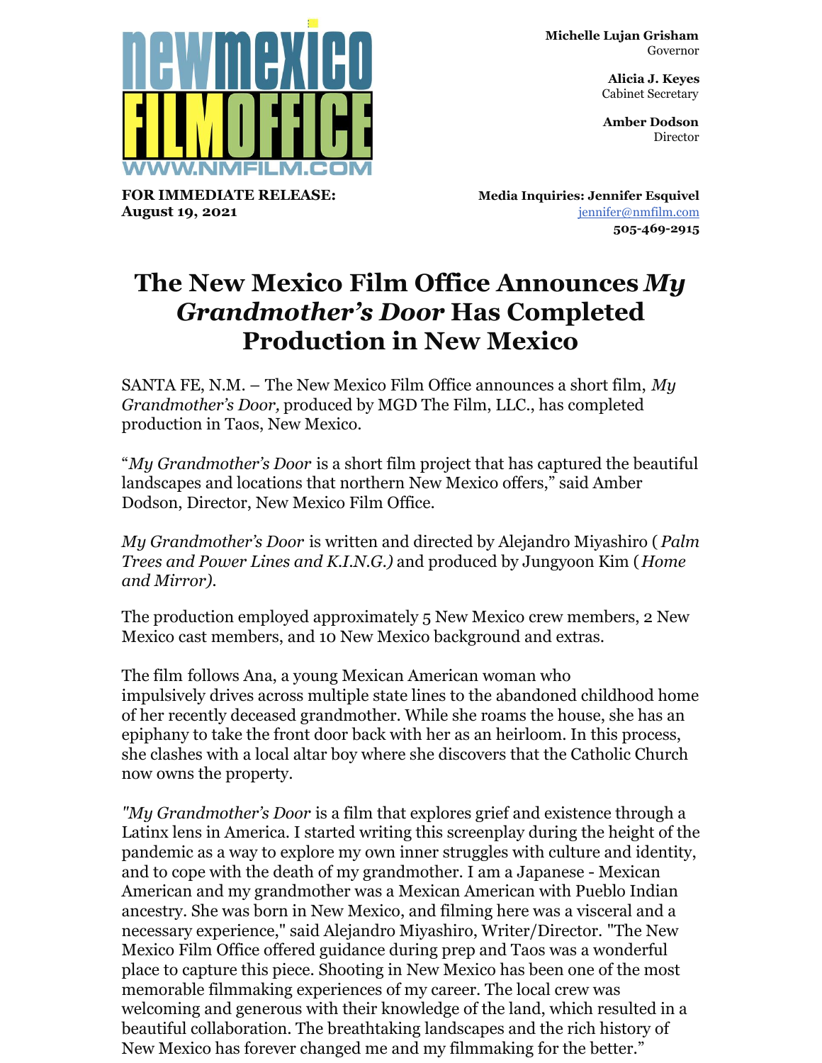**newmexico FILMOFFICE**
**WWW.NMFILM.COM**

**Michelle Lujan Grisham**
Governor

**Alicia J. Keyes**
Cabinet Secretary

**Amber Dodson**
Director

**FOR IMMEDIATE RELEASE:**
**August 19, 2021**

**Media Inquiries: Jennifer Esquivel**
jennifer@nmfilm.com
**505-469-2915**

# The New Mexico Film Office Announces *My Grandmother's Door* Has Completed Production in New Mexico

SANTA FE, N.M. – The New Mexico Film Office announces a short film, *My Grandmother's Door,* produced by MGD The Film, LLC., has completed production in Taos, New Mexico.

"*My Grandmother's Door* is a short film project that has captured the beautiful landscapes and locations that northern New Mexico offers," said Amber Dodson, Director, New Mexico Film Office.

*My Grandmother's Door* is written and directed by Alejandro Miyashiro (*Palm Trees and Power Lines and K.I.N.G.)* and produced by Jungyoon Kim (*Home and Mirror).*

The production employed approximately 5 New Mexico crew members, 2 New Mexico cast members, and 10 New Mexico background and extras.

The film follows Ana, a young Mexican American woman who impulsively drives across multiple state lines to the abandoned childhood home of her recently deceased grandmother. While she roams the house, she has an epiphany to take the front door back with her as an heirloom. In this process, she clashes with a local altar boy where she discovers that the Catholic Church now owns the property.

"*My Grandmother's Door* is a film that explores grief and existence through a Latinx lens in America. I started writing this screenplay during the height of the pandemic as a way to explore my own inner struggles with culture and identity, and to cope with the death of my grandmother. I am a Japanese - Mexican American and my grandmother was a Mexican American with Pueblo Indian ancestry. She was born in New Mexico, and filming here was a visceral and a necessary experience," said Alejandro Miyashiro, Writer/Director. "The New Mexico Film Office offered guidance during prep and Taos was a wonderful place to capture this piece. Shooting in New Mexico has been one of the most memorable filmmaking experiences of my career. The local crew was welcoming and generous with their knowledge of the land, which resulted in a beautiful collaboration. The breathtaking landscapes and the rich history of New Mexico has forever changed me and my filmmaking for the better."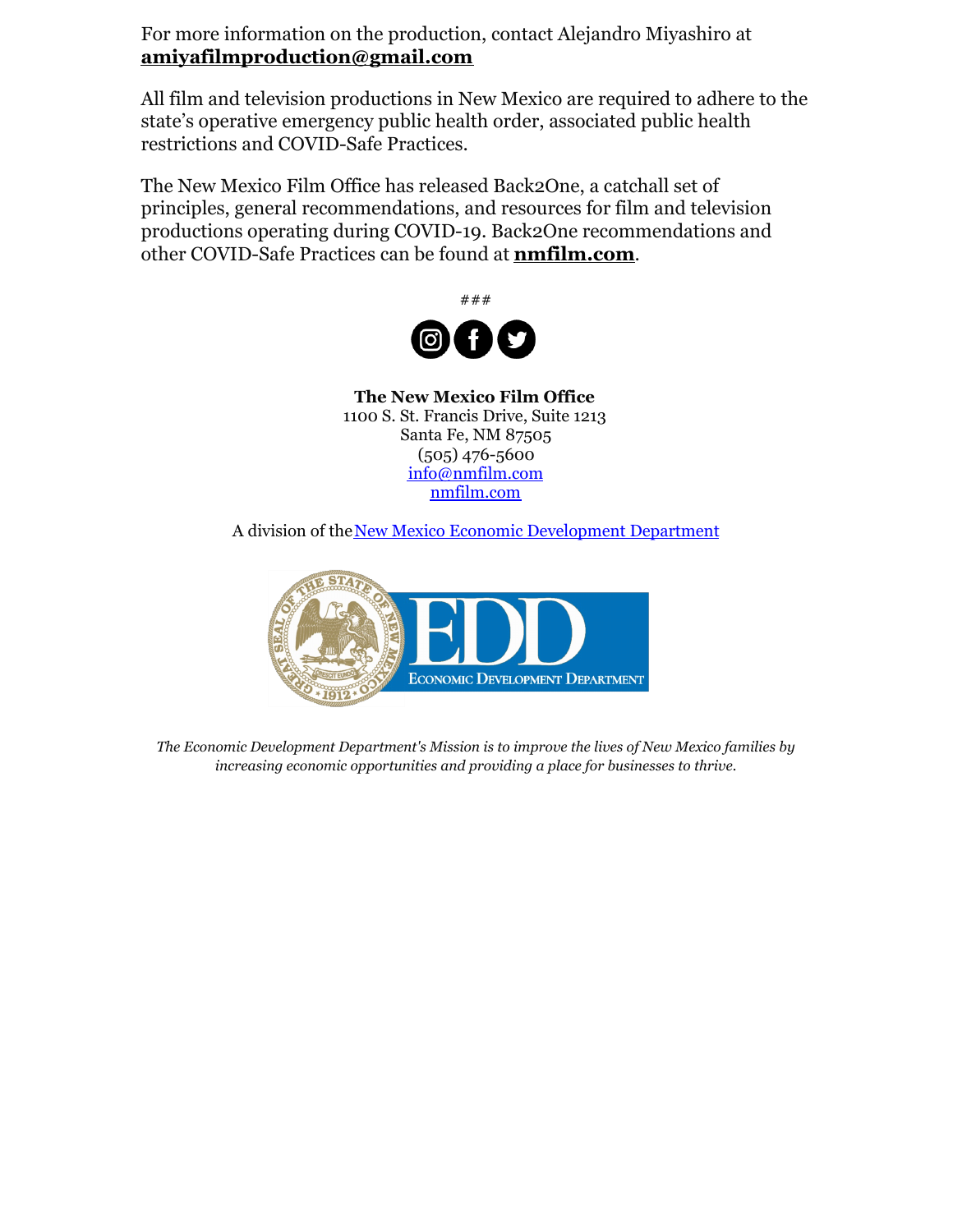For more information on the production, contact Alejandro Miyashiro at **amiyafilmproduction@gmail.com**

All film and television productions in New Mexico are required to adhere to the state's operative emergency public health order, associated public health restrictions and COVID-Safe Practices.

The New Mexico Film Office has released Back2One, a catchall set of principles, general recommendations, and resources for film and television productions operating during COVID-19. Back2One recommendations and other COVID-Safe Practices can be found at **nmfilm.com**.

###

**The New Mexico Film Office**
1100 S. St. Francis Drive, Suite 1213
Santa Fe, NM 87505
(505) 476-5600
info@nmfilm.com
nmfilm.com

A division of the New Mexico Economic Development Department

*The Economic Development Department's Mission is to improve the lives of New Mexico families by increasing economic opportunities and providing a place for businesses to thrive.*